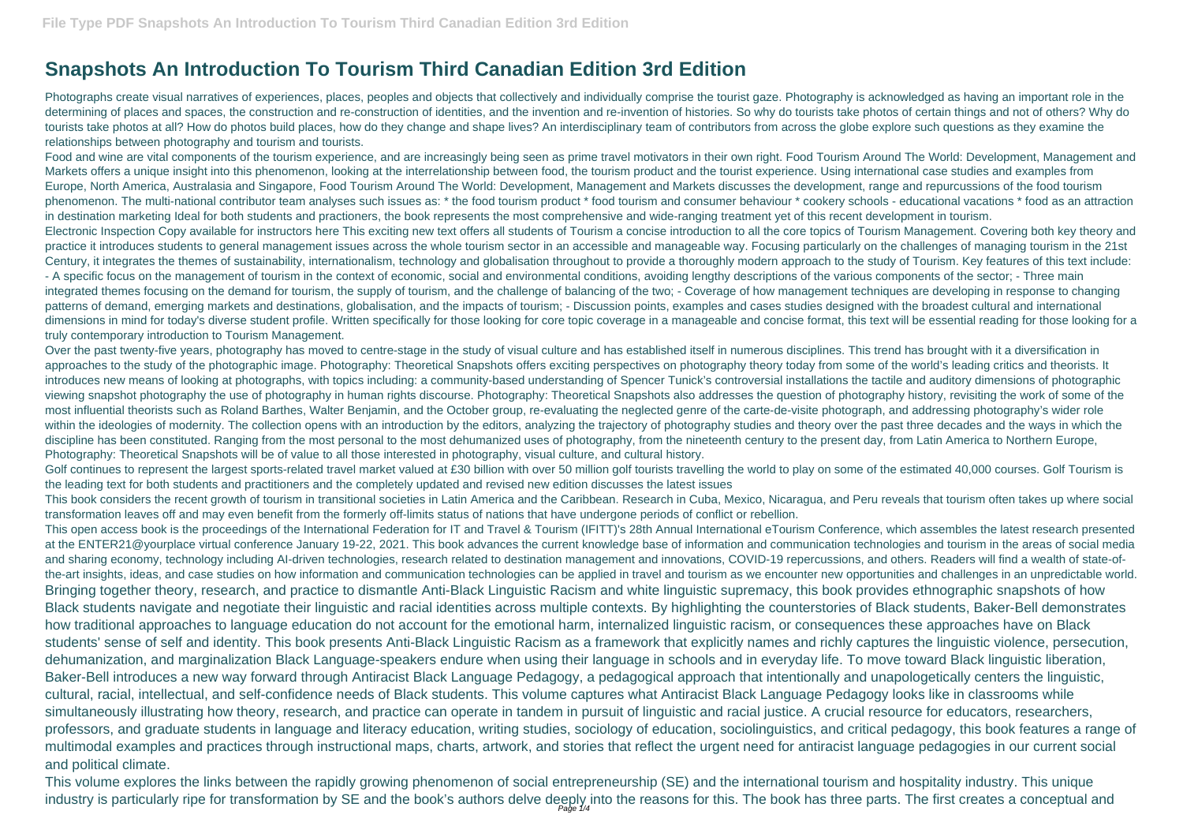# Snapshots An Introduction To Tourism Third Canadian Edition 3rd Edition

Photographs create visual narratives of experiences, places, peoples and objects that collectively and individually comprise the tourist gaze. Photography is acknowledged as having an important role in the determining of places and spaces, the construction and re-construction of identities, and the invention and re-invention of histories. So why do tourists take photos of certain things and not of others? Why do tourists take photos at all? How do photos build places, how do they change and shape lives? An interdisciplinary team of contributors from across the globe explore such questions as they examine the relationships between photography and tourism and tourists.

Food and wine are vital components of the tourism experience, and are increasingly being seen as prime travel motivators in their own right. Food Tourism Around The World: Development, Management and Markets offers a unique insight into this phenomenon, looking at the interrelationship between food, the tourism product and the tourist experience. Using international case studies and examples from Europe, North America, Australasia and Singapore, Food Tourism Around The World: Development, Management and Markets discusses the development, range and repurcussions of the food tourism phenomenon. The multi-national contributor team analyses such issues as: * the food tourism product * food tourism and consumer behaviour * cookery schools - educational vacations * food as an attraction in destination marketing Ideal for both students and practioners, the book represents the most comprehensive and wide-ranging treatment yet of this recent development in tourism.

Electronic Inspection Copy available for instructors here This exciting new text offers all students of Tourism a concise introduction to all the core topics of Tourism Management. Covering both key theory and practice it introduces students to general management issues across the whole tourism sector in an accessible and manageable way. Focusing particularly on the challenges of managing tourism in the 21st Century, it integrates the themes of sustainability, internationalism, technology and globalisation throughout to provide a thoroughly modern approach to the study of Tourism. Key features of this text include: - A specific focus on the management of tourism in the context of economic, social and environmental conditions, avoiding lengthy descriptions of the various components of the sector; - Three main integrated themes focusing on the demand for tourism, the supply of tourism, and the challenge of balancing of the two; - Coverage of how management techniques are developing in response to changing patterns of demand, emerging markets and destinations, globalisation, and the impacts of tourism; - Discussion points, examples and cases studies designed with the broadest cultural and international dimensions in mind for today's diverse student profile. Written specifically for those looking for core topic coverage in a manageable and concise format, this text will be essential reading for those looking for a truly contemporary introduction to Tourism Management.

Over the past twenty-five years, photography has moved to centre-stage in the study of visual culture and has established itself in numerous disciplines. This trend has brought with it a diversification in approaches to the study of the photographic image. Photography: Theoretical Snapshots offers exciting perspectives on photography theory today from some of the world's leading critics and theorists. It introduces new means of looking at photographs, with topics including: a community-based understanding of Spencer Tunick's controversial installations the tactile and auditory dimensions of photographic viewing snapshot photography the use of photography in human rights discourse. Photography: Theoretical Snapshots also addresses the question of photography history, revisiting the work of some of the most influential theorists such as Roland Barthes, Walter Benjamin, and the October group, re-evaluating the neglected genre of the carte-de-visite photograph, and addressing photography's wider role within the ideologies of modernity. The collection opens with an introduction by the editors, analyzing the trajectory of photography studies and theory over the past three decades and the ways in which the discipline has been constituted. Ranging from the most personal to the most dehumanized uses of photography, from the nineteenth century to the present day, from Latin America to Northern Europe, Photography: Theoretical Snapshots will be of value to all those interested in photography, visual culture, and cultural history.

Golf continues to represent the largest sports-related travel market valued at £30 billion with over 50 million golf tourists travelling the world to play on some of the estimated 40,000 courses. Golf Tourism is the leading text for both students and practitioners and the completely updated and revised new edition discusses the latest issues

This book considers the recent growth of tourism in transitional societies in Latin America and the Caribbean. Research in Cuba, Mexico, Nicaragua, and Peru reveals that tourism often takes up where social transformation leaves off and may even benefit from the formerly off-limits status of nations that have undergone periods of conflict or rebellion.

This open access book is the proceedings of the International Federation for IT and Travel & Tourism (IFITT)'s 28th Annual International eTourism Conference, which assembles the latest research presented at the ENTER21@yourplace virtual conference January 19-22, 2021. This book advances the current knowledge base of information and communication technologies and tourism in the areas of social media and sharing economy, technology including AI-driven technologies, research related to destination management and innovations, COVID-19 repercussions, and others. Readers will find a wealth of state-of-the-art insights, ideas, and case studies on how information and communication technologies can be applied in travel and tourism as we encounter new opportunities and challenges in an unpredictable world.

Bringing together theory, research, and practice to dismantle Anti-Black Linguistic Racism and white linguistic supremacy, this book provides ethnographic snapshots of how Black students navigate and negotiate their linguistic and racial identities across multiple contexts. By highlighting the counterstories of Black students, Baker-Bell demonstrates how traditional approaches to language education do not account for the emotional harm, internalized linguistic racism, or consequences these approaches have on Black students' sense of self and identity. This book presents Anti-Black Linguistic Racism as a framework that explicitly names and richly captures the linguistic violence, persecution, dehumanization, and marginalization Black Language-speakers endure when using their language in schools and in everyday life. To move toward Black linguistic liberation, Baker-Bell introduces a new way forward through Antiracist Black Language Pedagogy, a pedagogical approach that intentionally and unapologetically centers the linguistic, cultural, racial, intellectual, and self-confidence needs of Black students. This volume captures what Antiracist Black Language Pedagogy looks like in classrooms while simultaneously illustrating how theory, research, and practice can operate in tandem in pursuit of linguistic and racial justice. A crucial resource for educators, researchers, professors, and graduate students in language and literacy education, writing studies, sociology of education, sociolinguistics, and critical pedagogy, this book features a range of multimodal examples and practices through instructional maps, charts, artwork, and stories that reflect the urgent need for antiracist language pedagogies in our current social and political climate.

This volume explores the links between the rapidly growing phenomenon of social entrepreneurship (SE) and the international tourism and hospitality industry. This unique industry is particularly ripe for transformation by SE and the book's authors delve deeply into the reasons for this. The book has three parts. The first creates a conceptual and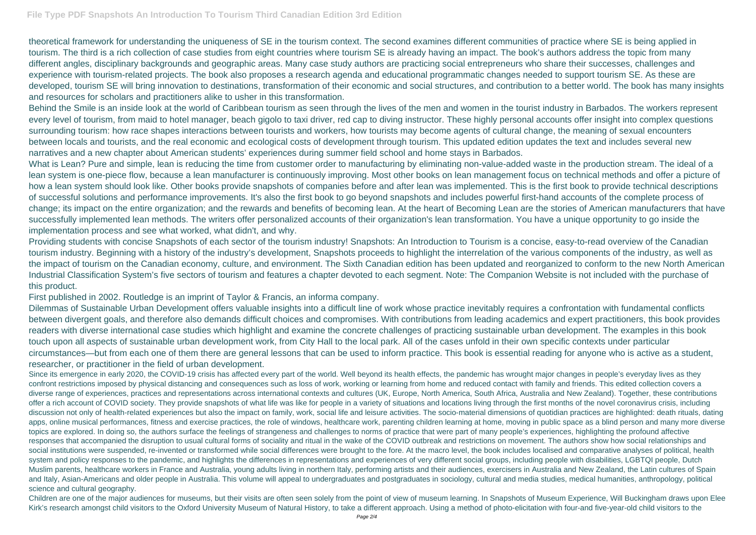theoretical framework for understanding the uniqueness of SE in the tourism context. The second examines different communities of practice where SE is being applied in tourism. The third is a rich collection of case studies from eight countries where tourism SE is already having an impact. The book's authors address the topic from many different angles, disciplinary backgrounds and geographic areas. Many case study authors are practicing social entrepreneurs who share their successes, challenges and experience with tourism-related projects. The book also proposes a research agenda and educational programmatic changes needed to support tourism SE. As these are developed, tourism SE will bring innovation to destinations, transformation of their economic and social structures, and contribution to a better world. The book has many insights and resources for scholars and practitioners alike to usher in this transformation.

Behind the Smile is an inside look at the world of Caribbean tourism as seen through the lives of the men and women in the tourist industry in Barbados. The workers represent every level of tourism, from maid to hotel manager, beach gigolo to taxi driver, red cap to diving instructor. These highly personal accounts offer insight into complex questions surrounding tourism: how race shapes interactions between tourists and workers, how tourists may become agents of cultural change, the meaning of sexual encounters between locals and tourists, and the real economic and ecological costs of development through tourism. This updated edition updates the text and includes several new narratives and a new chapter about American students' experiences during summer field school and home stays in Barbados.

What is Lean? Pure and simple, lean is reducing the time from customer order to manufacturing by eliminating non-value-added waste in the production stream. The ideal of a lean system is one-piece flow, because a lean manufacturer is continuously improving. Most other books on lean management focus on technical methods and offer a picture of how a lean system should look like. Other books provide snapshots of companies before and after lean was implemented. This is the first book to provide technical descriptions of successful solutions and performance improvements. It's also the first book to go beyond snapshots and includes powerful first-hand accounts of the complete process of change; its impact on the entire organization; and the rewards and benefits of becoming lean. At the heart of Becoming Lean are the stories of American manufacturers that have successfully implemented lean methods. The writers offer personalized accounts of their organization's lean transformation. You have a unique opportunity to go inside the implementation process and see what worked, what didn't, and why.

Providing students with concise Snapshots of each sector of the tourism industry! Snapshots: An Introduction to Tourism is a concise, easy-to-read overview of the Canadian tourism industry. Beginning with a history of the industry's development, Snapshots proceeds to highlight the interrelation of the various components of the industry, as well as the impact of tourism on the Canadian economy, culture, and environment. The Sixth Canadian edition has been updated and reorganized to conform to the new North American Industrial Classification System's five sectors of tourism and features a chapter devoted to each segment. Note: The Companion Website is not included with the purchase of this product.

First published in 2002. Routledge is an imprint of Taylor & Francis, an informa company.

Dilemmas of Sustainable Urban Development offers valuable insights into a difficult line of work whose practice inevitably requires a confrontation with fundamental conflicts between divergent goals, and therefore also demands difficult choices and compromises. With contributions from leading academics and expert practitioners, this book provides readers with diverse international case studies which highlight and examine the concrete challenges of practicing sustainable urban development. The examples in this book touch upon all aspects of sustainable urban development work, from City Hall to the local park. All of the cases unfold in their own specific contexts under particular circumstances—but from each one of them there are general lessons that can be used to inform practice. This book is essential reading for anyone who is active as a student, researcher, or practitioner in the field of urban development.

Since its emergence in early 2020, the COVID-19 crisis has affected every part of the world. Well beyond its health effects, the pandemic has wrought major changes in people's everyday lives as they confront restrictions imposed by physical distancing and consequences such as loss of work, working or learning from home and reduced contact with family and friends. This edited collection covers a diverse range of experiences, practices and representations across international contexts and cultures (UK, Europe, North America, South Africa, Australia and New Zealand). Together, these contributions offer a rich account of COVID society. They provide snapshots of what life was like for people in a variety of situations and locations living through the first months of the novel coronavirus crisis, including discussion not only of health-related experiences but also the impact on family, work, social life and leisure activities. The socio-material dimensions of quotidian practices are highlighted: death rituals, dating apps, online musical performances, fitness and exercise practices, the role of windows, healthcare work, parenting children learning at home, moving in public space as a blind person and many more diverse topics are explored. In doing so, the authors surface the feelings of strangeness and challenges to norms of practice that were part of many people's experiences, highlighting the profound affective responses that accompanied the disruption to usual cultural forms of sociality and ritual in the wake of the COVID outbreak and restrictions on movement. The authors show how social relationships and social institutions were suspended, re-invented or transformed while social differences were brought to the fore. At the macro level, the book includes localised and comparative analyses of political, health system and policy responses to the pandemic, and highlights the differences in representations and experiences of very different social groups, including people with disabilities, LGBTQI people, Dutch Muslim parents, healthcare workers in France and Australia, young adults living in northern Italy, performing artists and their audiences, exercisers in Australia and New Zealand, the Latin cultures of Spain and Italy, Asian-Americans and older people in Australia. This volume will appeal to undergraduates and postgraduates in sociology, cultural and media studies, medical humanities, anthropology, political science and cultural geography.

Children are one of the major audiences for museums, but their visits are often seen solely from the point of view of museum learning. In Snapshots of Museum Experience, Will Buckingham draws upon Elee Kirk's research amongst child visitors to the Oxford University Museum of Natural History, to take a different approach. Using a method of photo-elicitation with four-and five-year-old child visitors to the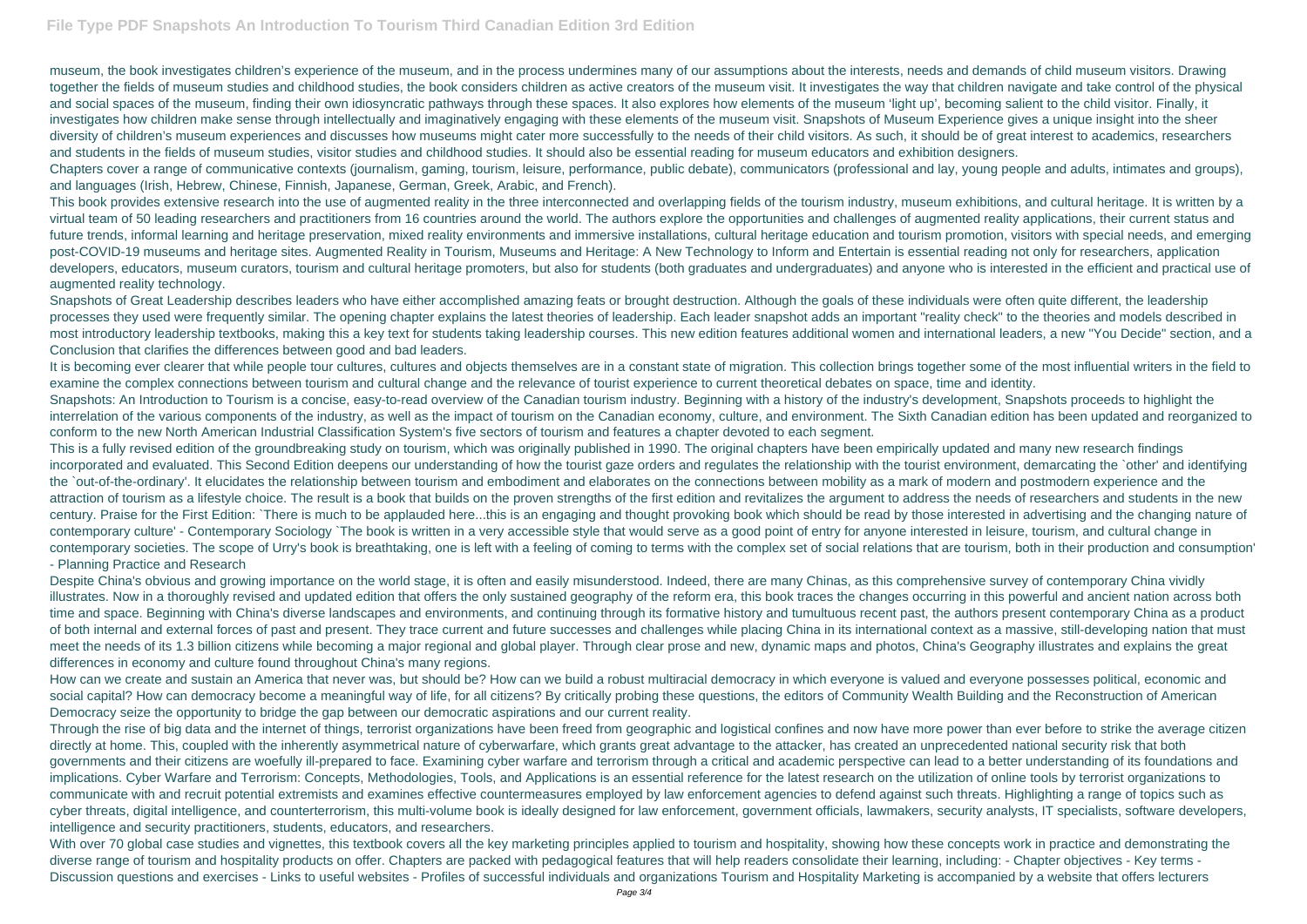museum, the book investigates children's experience of the museum, and in the process undermines many of our assumptions about the interests, needs and demands of child museum visitors. Drawing together the fields of museum studies and childhood studies, the book considers children as active creators of the museum visit. It investigates the way that children navigate and take control of the physical and social spaces of the museum, finding their own idiosyncratic pathways through these spaces. It also explores how elements of the museum 'light up', becoming salient to the child visitor. Finally, it investigates how children make sense through intellectually and imaginatively engaging with these elements of the museum visit. Snapshots of Museum Experience gives a unique insight into the sheer diversity of children's museum experiences and discusses how museums might cater more successfully to the needs of their child visitors. As such, it should be of great interest to academics, researchers and students in the fields of museum studies, visitor studies and childhood studies. It should also be essential reading for museum educators and exhibition designers.

Chapters cover a range of communicative contexts (journalism, gaming, tourism, leisure, performance, public debate), communicators (professional and lay, young people and adults, intimates and groups), and languages (Irish, Hebrew, Chinese, Finnish, Japanese, German, Greek, Arabic, and French).

This book provides extensive research into the use of augmented reality in the three interconnected and overlapping fields of the tourism industry, museum exhibitions, and cultural heritage. It is written by a virtual team of 50 leading researchers and practitioners from 16 countries around the world. The authors explore the opportunities and challenges of augmented reality applications, their current status and future trends, informal learning and heritage preservation, mixed reality environments and immersive installations, cultural heritage education and tourism promotion, visitors with special needs, and emerging post-COVID-19 museums and heritage sites. Augmented Reality in Tourism, Museums and Heritage: A New Technology to Inform and Entertain is essential reading not only for researchers, application developers, educators, museum curators, tourism and cultural heritage promoters, but also for students (both graduates and undergraduates) and anyone who is interested in the efficient and practical use of augmented reality technology.

Snapshots of Great Leadership describes leaders who have either accomplished amazing feats or brought destruction. Although the goals of these individuals were often quite different, the leadership processes they used were frequently similar. The opening chapter explains the latest theories of leadership. Each leader snapshot adds an important "reality check" to the theories and models described in most introductory leadership textbooks, making this a key text for students taking leadership courses. This new edition features additional women and international leaders, a new "You Decide" section, and a Conclusion that clarifies the differences between good and bad leaders.

It is becoming ever clearer that while people tour cultures, cultures and objects themselves are in a constant state of migration. This collection brings together some of the most influential writers in the field to examine the complex connections between tourism and cultural change and the relevance of tourist experience to current theoretical debates on space, time and identity.

Snapshots: An Introduction to Tourism is a concise, easy-to-read overview of the Canadian tourism industry. Beginning with a history of the industry's development, Snapshots proceeds to highlight the interrelation of the various components of the industry, as well as the impact of tourism on the Canadian economy, culture, and environment. The Sixth Canadian edition has been updated and reorganized to conform to the new North American Industrial Classification System's five sectors of tourism and features a chapter devoted to each segment.

This is a fully revised edition of the groundbreaking study on tourism, which was originally published in 1990. The original chapters have been empirically updated and many new research findings incorporated and evaluated. This Second Edition deepens our understanding of how the tourist gaze orders and regulates the relationship with the tourist environment, demarcating the `other' and identifying the `out-of-the-ordinary'. It elucidates the relationship between tourism and embodiment and elaborates on the connections between mobility as a mark of modern and postmodern experience and the attraction of tourism as a lifestyle choice. The result is a book that builds on the proven strengths of the first edition and revitalizes the argument to address the needs of researchers and students in the new century. Praise for the First Edition: `There is much to be applauded here...this is an engaging and thought provoking book which should be read by those interested in advertising and the changing nature of contemporary culture' - Contemporary Sociology `The book is written in a very accessible style that would serve as a good point of entry for anyone interested in leisure, tourism, and cultural change in contemporary societies. The scope of Urry's book is breathtaking, one is left with a feeling of coming to terms with the complex set of social relations that are tourism, both in their production and consumption' - Planning Practice and Research

Despite China's obvious and growing importance on the world stage, it is often and easily misunderstood. Indeed, there are many Chinas, as this comprehensive survey of contemporary China vividly illustrates. Now in a thoroughly revised and updated edition that offers the only sustained geography of the reform era, this book traces the changes occurring in this powerful and ancient nation across both time and space. Beginning with China's diverse landscapes and environments, and continuing through its formative history and tumultuous recent past, the authors present contemporary China as a product of both internal and external forces of past and present. They trace current and future successes and challenges while placing China in its international context as a massive, still-developing nation that must meet the needs of its 1.3 billion citizens while becoming a major regional and global player. Through clear prose and new, dynamic maps and photos, China's Geography illustrates and explains the great differences in economy and culture found throughout China's many regions.

How can we create and sustain an America that never was, but should be? How can we build a robust multiracial democracy in which everyone is valued and everyone possesses political, economic and social capital? How can democracy become a meaningful way of life, for all citizens? By critically probing these questions, the editors of Community Wealth Building and the Reconstruction of American Democracy seize the opportunity to bridge the gap between our democratic aspirations and our current reality.

Through the rise of big data and the internet of things, terrorist organizations have been freed from geographic and logistical confines and now have more power than ever before to strike the average citizen directly at home. This, coupled with the inherently asymmetrical nature of cyberwarfare, which grants great advantage to the attacker, has created an unprecedented national security risk that both governments and their citizens are woefully ill-prepared to face. Examining cyber warfare and terrorism through a critical and academic perspective can lead to a better understanding of its foundations and implications. Cyber Warfare and Terrorism: Concepts, Methodologies, Tools, and Applications is an essential reference for the latest research on the utilization of online tools by terrorist organizations to communicate with and recruit potential extremists and examines effective countermeasures employed by law enforcement agencies to defend against such threats. Highlighting a range of topics such as cyber threats, digital intelligence, and counterterrorism, this multi-volume book is ideally designed for law enforcement, government officials, lawmakers, security analysts, IT specialists, software developers, intelligence and security practitioners, students, educators, and researchers.

With over 70 global case studies and vignettes, this textbook covers all the key marketing principles applied to tourism and hospitality, showing how these concepts work in practice and demonstrating the diverse range of tourism and hospitality products on offer. Chapters are packed with pedagogical features that will help readers consolidate their learning, including: - Chapter objectives - Key terms - Discussion questions and exercises - Links to useful websites - Profiles of successful individuals and organizations Tourism and Hospitality Marketing is accompanied by a website that offers lecturers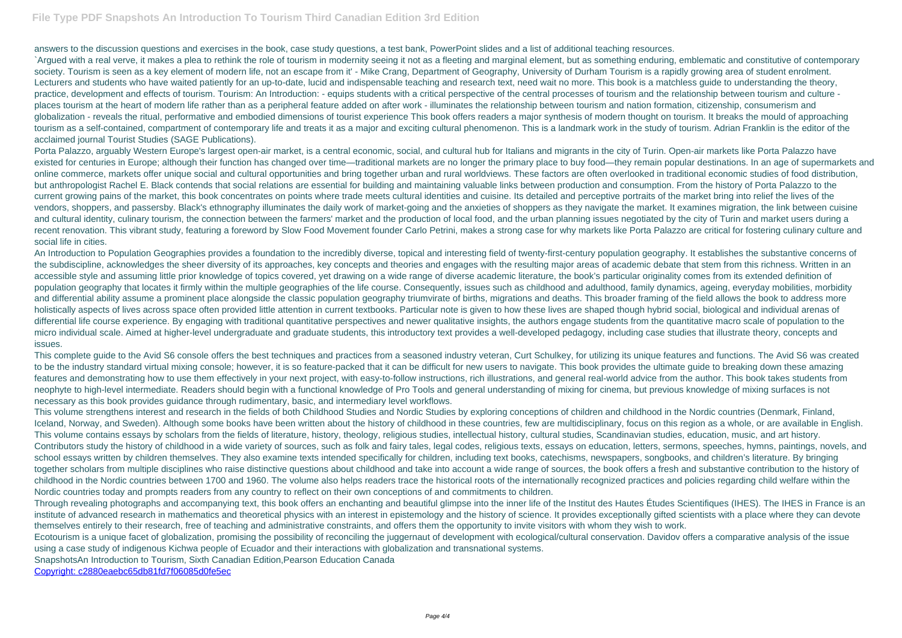answers to the discussion questions and exercises in the book, case study questions, a test bank, PowerPoint slides and a list of additional teaching resources.

`Argued with a real verve, it makes a plea to rethink the role of tourism in modernity seeing it not as a fleeting and marginal element, but as something enduring, emblematic and constitutive of contemporary society. Tourism is seen as a key element of modern life, not an escape from it' - Mike Crang, Department of Geography, University of Durham Tourism is a rapidly growing area of student enrolment. Lecturers and students who have waited patiently for an up-to-date, lucid and indispensable teaching and research text, need wait no more. This book is a matchless guide to understanding the theory, practice, development and effects of tourism. Tourism: An Introduction: - equips students with a critical perspective of the central processes of tourism and the relationship between tourism and culture - places tourism at the heart of modern life rather than as a peripheral feature added on after work - illuminates the relationship between tourism and nation formation, citizenship, consumerism and globalization - reveals the ritual, performative and embodied dimensions of tourist experience This book offers readers a major synthesis of modern thought on tourism. It breaks the mould of approaching tourism as a self-contained, compartment of contemporary life and treats it as a major and exciting cultural phenomenon. This is a landmark work in the study of tourism. Adrian Franklin is the editor of the acclaimed journal Tourist Studies (SAGE Publications).

Porta Palazzo, arguably Western Europe's largest open-air market, is a central economic, social, and cultural hub for Italians and migrants in the city of Turin. Open-air markets like Porta Palazzo have existed for centuries in Europe; although their function has changed over time—traditional markets are no longer the primary place to buy food—they remain popular destinations. In an age of supermarkets and online commerce, markets offer unique social and cultural opportunities and bring together urban and rural worldviews. These factors are often overlooked in traditional economic studies of food distribution, but anthropologist Rachel E. Black contends that social relations are essential for building and maintaining valuable links between production and consumption. From the history of Porta Palazzo to the current growing pains of the market, this book concentrates on points where trade meets cultural identities and cuisine. Its detailed and perceptive portraits of the market bring into relief the lives of the vendors, shoppers, and passersby. Black's ethnography illuminates the daily work of market-going and the anxieties of shoppers as they navigate the market. It examines migration, the link between cuisine and cultural identity, culinary tourism, the connection between the farmers' market and the production of local food, and the urban planning issues negotiated by the city of Turin and market users during a recent renovation. This vibrant study, featuring a foreword by Slow Food Movement founder Carlo Petrini, makes a strong case for why markets like Porta Palazzo are critical for fostering culinary culture and social life in cities.

An Introduction to Population Geographies provides a foundation to the incredibly diverse, topical and interesting field of twenty-first-century population geography. It establishes the substantive concerns of the subdiscipline, acknowledges the sheer diversity of its approaches, key concepts and theories and engages with the resulting major areas of academic debate that stem from this richness. Written in an accessible style and assuming little prior knowledge of topics covered, yet drawing on a wide range of diverse academic literature, the book's particular originality comes from its extended definition of population geography that locates it firmly within the multiple geographies of the life course. Consequently, issues such as childhood and adulthood, family dynamics, ageing, everyday mobilities, morbidity and differential ability assume a prominent place alongside the classic population geography triumvirate of births, migrations and deaths. This broader framing of the field allows the book to address more holistically aspects of lives across space often provided little attention in current textbooks. Particular note is given to how these lives are shaped though hybrid social, biological and individual arenas of differential life course experience. By engaging with traditional quantitative perspectives and newer qualitative insights, the authors engage students from the quantitative macro scale of population to the micro individual scale. Aimed at higher-level undergraduate and graduate students, this introductory text provides a well-developed pedagogy, including case studies that illustrate theory, concepts and issues.

This complete guide to the Avid S6 console offers the best techniques and practices from a seasoned industry veteran, Curt Schulkey, for utilizing its unique features and functions. The Avid S6 was created to be the industry standard virtual mixing console; however, it is so feature-packed that it can be difficult for new users to navigate. This book provides the ultimate guide to breaking down these amazing features and demonstrating how to use them effectively in your next project, with easy-to-follow instructions, rich illustrations, and general real-world advice from the author. This book takes students from neophyte to high-level intermediate. Readers should begin with a functional knowledge of Pro Tools and general understanding of mixing for cinema, but previous knowledge of mixing surfaces is not necessary as this book provides guidance through rudimentary, basic, and intermediary level workflows.

This volume strengthens interest and research in the fields of both Childhood Studies and Nordic Studies by exploring conceptions of children and childhood in the Nordic countries (Denmark, Finland, Iceland, Norway, and Sweden). Although some books have been written about the history of childhood in these countries, few are multidisciplinary, focus on this region as a whole, or are available in English. This volume contains essays by scholars from the fields of literature, history, theology, religious studies, intellectual history, cultural studies, Scandinavian studies, education, music, and art history. Contributors study the history of childhood in a wide variety of sources, such as folk and fairy tales, legal codes, religious texts, essays on education, letters, sermons, speeches, hymns, paintings, novels, and school essays written by children themselves. They also examine texts intended specifically for children, including text books, catechisms, newspapers, songbooks, and children's literature. By bringing together scholars from multiple disciplines who raise distinctive questions about childhood and take into account a wide range of sources, the book offers a fresh and substantive contribution to the history of childhood in the Nordic countries between 1700 and 1960. The volume also helps readers trace the historical roots of the internationally recognized practices and policies regarding child welfare within the Nordic countries today and prompts readers from any country to reflect on their own conceptions of and commitments to children.

Through revealing photographs and accompanying text, this book offers an enchanting and beautiful glimpse into the inner life of the Institut des Hautes Études Scientifiques (IHES). The IHES in France is an institute of advanced research in mathematics and theoretical physics with an interest in epistemology and the history of science. It provides exceptionally gifted scientists with a place where they can devote themselves entirely to their research, free of teaching and administrative constraints, and offers them the opportunity to invite visitors with whom they wish to work.

Ecotourism is a unique facet of globalization, promising the possibility of reconciling the juggernaut of development with ecological/cultural conservation. Davidov offers a comparative analysis of the issue using a case study of indigenous Kichwa people of Ecuador and their interactions with globalization and transnational systems.

SnapshotsAn Introduction to Tourism, Sixth Canadian Edition,Pearson Education Canada

Copyright: c2880eaebc65db81fd7f06085d0fe5ec